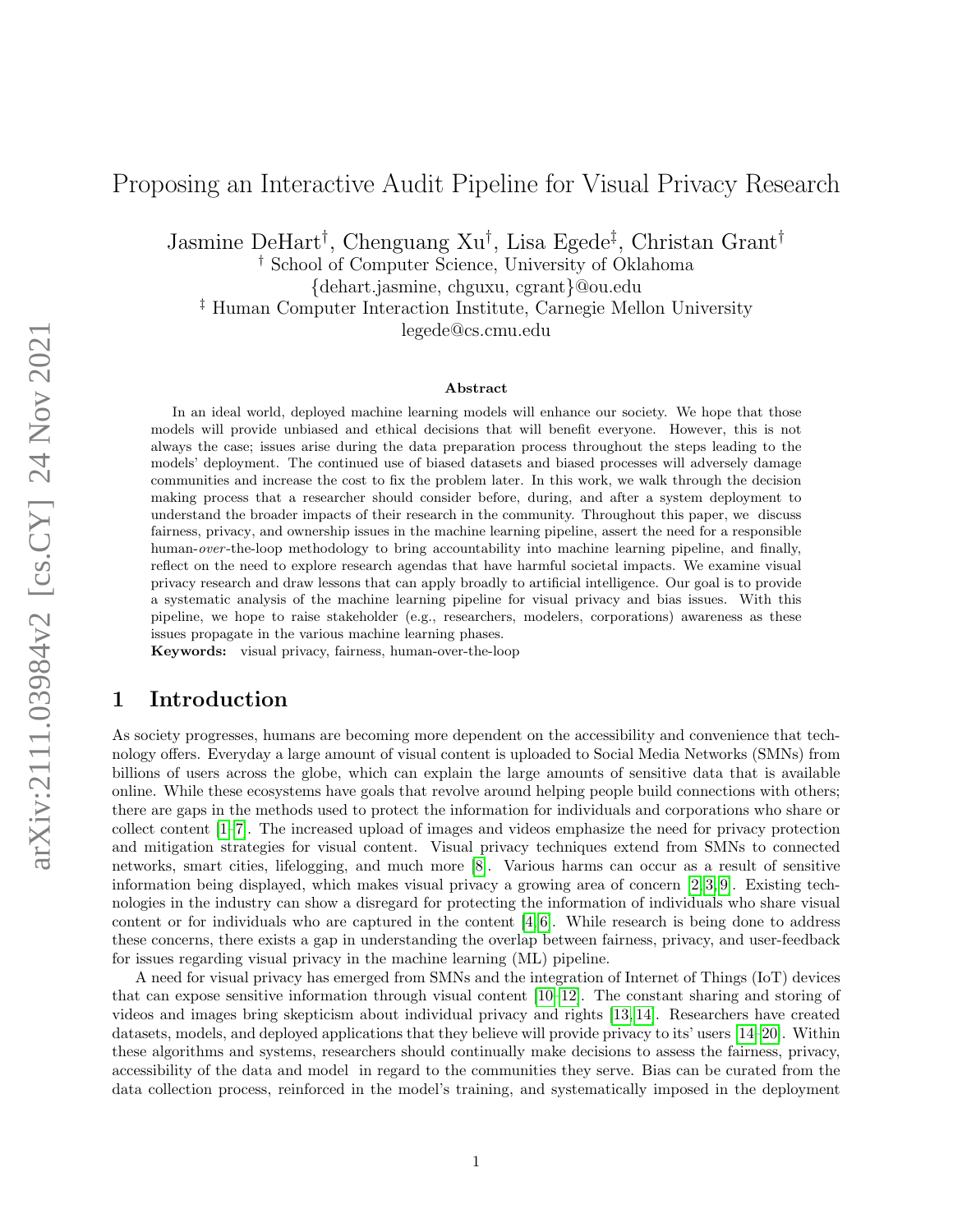# Proposing an Interactive Audit Pipeline for Visual Privacy Research

Jasmine DeHart[†], Chenguang Xu[†], Lisa Egede[‡], Christan Grant[†]

[†] School of Computer Science, University of Oklahoma

{dehart.jasmine, chguxu, cgrant}@ou.edu

[‡] Human Computer Interaction Institute, Carnegie Mellon University

legede@cs.cmu.edu

### Abstract

In an ideal world, deployed machine learning models will enhance our society. We hope that those models will provide unbiased and ethical decisions that will benefit everyone. However, this is not always the case; issues arise during the data preparation process throughout the steps leading to the models' deployment. The continued use of biased datasets and biased processes will adversely damage communities and increase the cost to fix the problem later. In this work, we walk through the decision making process that a researcher should consider before, during, and after a system deployment to understand the broader impacts of their research in the community. Throughout this paper, we discuss fairness, privacy, and ownership issues in the machine learning pipeline, assert the need for a responsible human-*over*-the-loop methodology to bring accountability into machine learning pipeline, and finally, reflect on the need to explore research agendas that have harmful societal impacts. We examine visual privacy research and draw lessons that can apply broadly to artificial intelligence. Our goal is to provide a systematic analysis of the machine learning pipeline for visual privacy and bias issues. With this pipeline, we hope to raise stakeholder (e.g., researchers, modelers, corporations) awareness as these issues propagate in the various machine learning phases.

**Keywords:** visual privacy, fairness, human-over-the-loop

## 1 Introduction

As society progresses, humans are becoming more dependent on the accessibility and convenience that technology offers. Everyday a large amount of visual content is uploaded to Social Media Networks (SMNs) from billions of users across the globe, which can explain the large amounts of sensitive data that is available online. While these ecosystems have goals that revolve around helping people build connections with others; there are gaps in the methods used to protect the information for individuals and corporations who share or collect content [1–7]. The increased upload of images and videos emphasize the need for privacy protection and mitigation strategies for visual content. Visual privacy techniques extend from SMNs to connected networks, smart cities, lifelogging, and much more [8]. Various harms can occur as a result of sensitive information being displayed, which makes visual privacy a growing area of concern [2,3,9]. Existing technologies in the industry can show a disregard for protecting the information of individuals who share visual content or for individuals who are captured in the content [4,6]. While research is being done to address these concerns, there exists a gap in understanding the overlap between fairness, privacy, and user-feedback for issues regarding visual privacy in the machine learning (ML) pipeline.

A need for visual privacy has emerged from SMNs and the integration of Internet of Things (IoT) devices that can expose sensitive information through visual content [10–12]. The constant sharing and storing of videos and images bring skepticism about individual privacy and rights [13,14]. Researchers have created datasets, models, and deployed applications that they believe will provide privacy to its' users [14–20]. Within these algorithms and systems, researchers should continually make decisions to assess the fairness, privacy, accessibility of the data and model in regard to the communities they serve. Bias can be curated from the data collection process, reinforced in the model's training, and systematically imposed in the deployment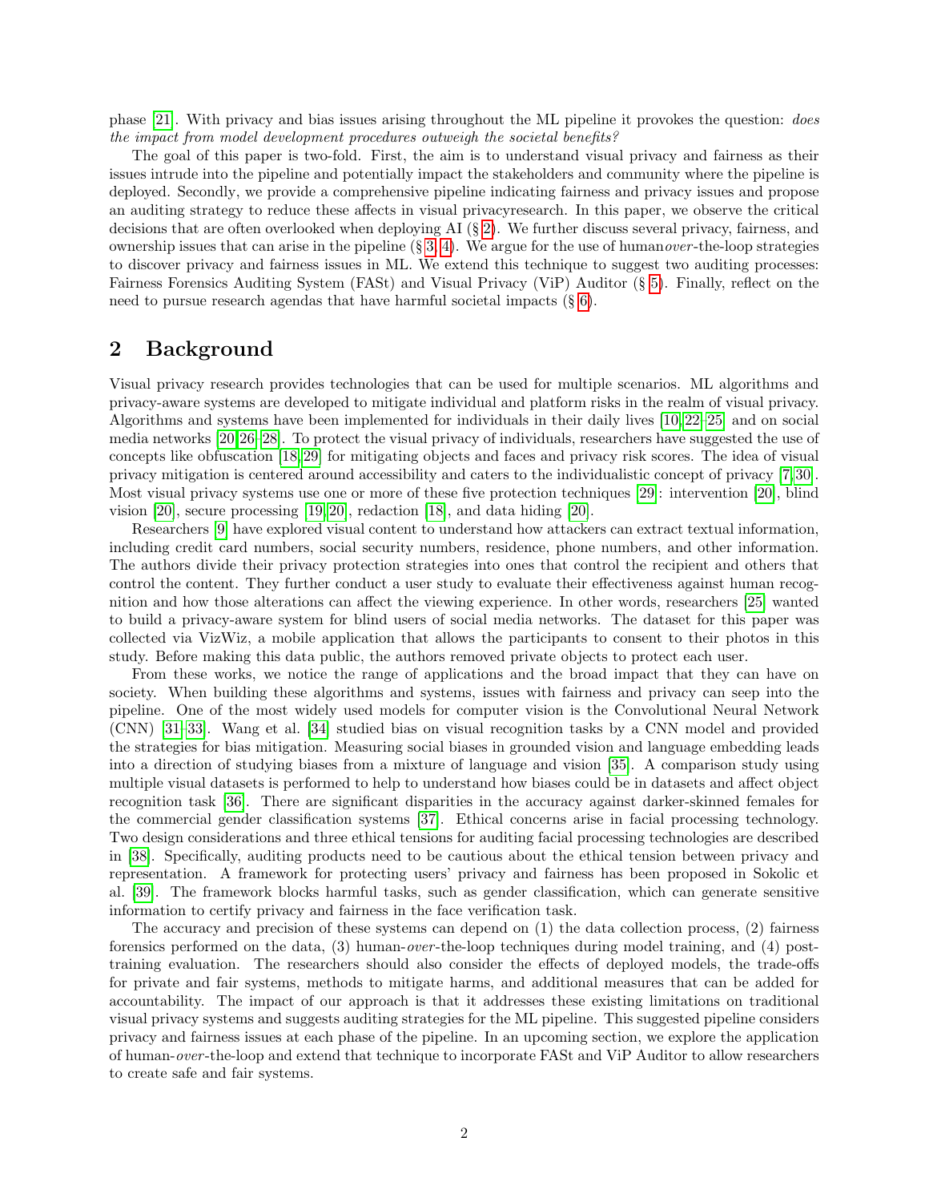phase [21]. With privacy and bias issues arising throughout the ML pipeline it provokes the question: *does the impact from model development procedures outweigh the societal benefits?*

The goal of this paper is two-fold. First, the aim is to understand visual privacy and fairness as their issues intrude into the pipeline and potentially impact the stakeholders and community where the pipeline is deployed. Secondly, we provide a comprehensive pipeline indicating fairness and privacy issues and propose an auditing strategy to reduce these affects in visual privacyresearch. In this paper, we observe the critical decisions that are often overlooked when deploying AI (§ 2). We further discuss several privacy, fairness, and ownership issues that can arise in the pipeline (§ 3, 4). We argue for the use of human*over*-the-loop strategies to discover privacy and fairness issues in ML. We extend this technique to suggest two auditing processes: Fairness Forensics Auditing System (FASt) and Visual Privacy (ViP) Auditor (§ 5). Finally, reflect on the need to pursue research agendas that have harmful societal impacts (§ 6).

## 2 Background

Visual privacy research provides technologies that can be used for multiple scenarios. ML algorithms and privacy-aware systems are developed to mitigate individual and platform risks in the realm of visual privacy. Algorithms and systems have been implemented for individuals in their daily lives [10, 22–25] and on social media networks [20, 26–28]. To protect the visual privacy of individuals, researchers have suggested the use of concepts like obfuscation [18, 29] for mitigating objects and faces and privacy risk scores. The idea of visual privacy mitigation is centered around accessibility and caters to the individualistic concept of privacy [7, 30]. Most visual privacy systems use one or more of these five protection techniques [29]: intervention [20], blind vision [20], secure processing [19, 20], redaction [18], and data hiding [20].

Researchers [9] have explored visual content to understand how attackers can extract textual information, including credit card numbers, social security numbers, residence, phone numbers, and other information. The authors divide their privacy protection strategies into ones that control the recipient and others that control the content. They further conduct a user study to evaluate their effectiveness against human recognition and how those alterations can affect the viewing experience. In other words, researchers [25] wanted to build a privacy-aware system for blind users of social media networks. The dataset for this paper was collected via VizWiz, a mobile application that allows the participants to consent to their photos in this study. Before making this data public, the authors removed private objects to protect each user.

From these works, we notice the range of applications and the broad impact that they can have on society. When building these algorithms and systems, issues with fairness and privacy can seep into the pipeline. One of the most widely used models for computer vision is the Convolutional Neural Network (CNN) [31–33]. Wang et al. [34] studied bias on visual recognition tasks by a CNN model and provided the strategies for bias mitigation. Measuring social biases in grounded vision and language embedding leads into a direction of studying biases from a mixture of language and vision [35]. A comparison study using multiple visual datasets is performed to help to understand how biases could be in datasets and affect object recognition task [36]. There are significant disparities in the accuracy against darker-skinned females for the commercial gender classification systems [37]. Ethical concerns arise in facial processing technology. Two design considerations and three ethical tensions for auditing facial processing technologies are described in [38]. Specifically, auditing products need to be cautious about the ethical tension between privacy and representation. A framework for protecting users' privacy and fairness has been proposed in Sokolic et al. [39]. The framework blocks harmful tasks, such as gender classification, which can generate sensitive information to certify privacy and fairness in the face verification task.

The accuracy and precision of these systems can depend on (1) the data collection process, (2) fairness forensics performed on the data, (3) human-*over*-the-loop techniques during model training, and (4) post-training evaluation. The researchers should also consider the effects of deployed models, the trade-offs for private and fair systems, methods to mitigate harms, and additional measures that can be added for accountability. The impact of our approach is that it addresses these existing limitations on traditional visual privacy systems and suggests auditing strategies for the ML pipeline. This suggested pipeline considers privacy and fairness issues at each phase of the pipeline. In an upcoming section, we explore the application of human-*over*-the-loop and extend that technique to incorporate FASt and ViP Auditor to allow researchers to create safe and fair systems.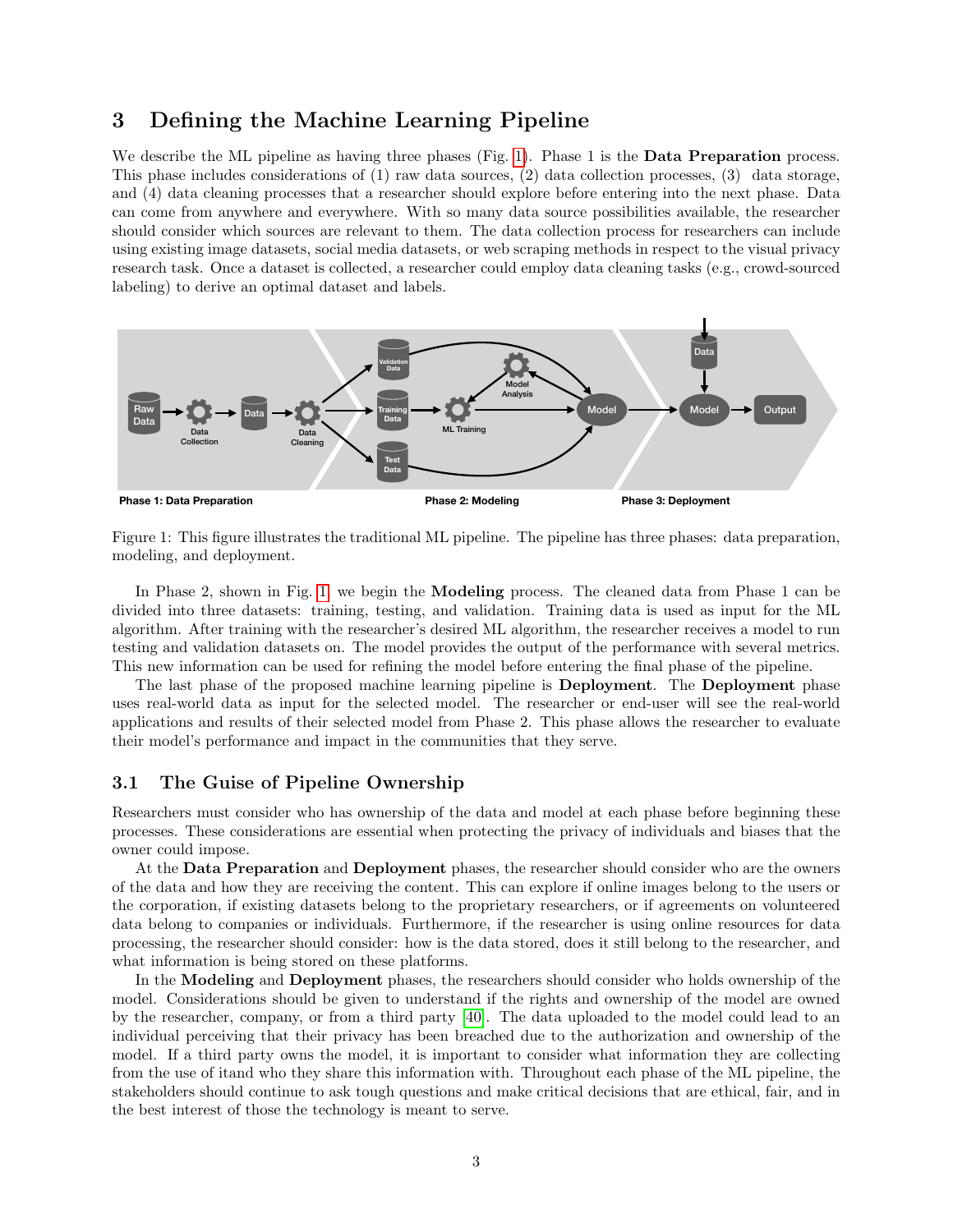# 3 Defining the Machine Learning Pipeline

We describe the ML pipeline as having three phases (Fig. 1). Phase 1 is the **Data Preparation** process. This phase includes considerations of (1) raw data sources, (2) data collection processes, (3) data storage, and (4) data cleaning processes that a researcher should explore before entering into the next phase. Data can come from anywhere and everywhere. With so many data source possibilities available, the researcher should consider which sources are relevant to them. The data collection process for researchers can include using existing image datasets, social media datasets, or web scraping methods in respect to the visual privacy research task. Once a dataset is collected, a researcher could employ data cleaning tasks (e.g., crowd-sourced labeling) to derive an optimal dataset and labels.

Figure 1: This figure illustrates the traditional ML pipeline. The pipeline has three phases: data preparation, modeling, and deployment.

In Phase 2, shown in Fig. 1, we begin the **Modeling** process. The cleaned data from Phase 1 can be divided into three datasets: training, testing, and validation. Training data is used as input for the ML algorithm. After training with the researcher's desired ML algorithm, the researcher receives a model to run testing and validation datasets on. The model provides the output of the performance with several metrics. This new information can be used for refining the model before entering the final phase of the pipeline.

The last phase of the proposed machine learning pipeline is **Deployment**. The **Deployment** phase uses real-world data as input for the selected model. The researcher or end-user will see the real-world applications and results of their selected model from Phase 2. This phase allows the researcher to evaluate their model's performance and impact in the communities that they serve.

## 3.1 The Guise of Pipeline Ownership

Researchers must consider who has ownership of the data and model at each phase before beginning these processes. These considerations are essential when protecting the privacy of individuals and biases that the owner could impose.

At the **Data Preparation** and **Deployment** phases, the researcher should consider who are the owners of the data and how they are receiving the content. This can explore if online images belong to the users or the corporation, if existing datasets belong to the proprietary researchers, or if agreements on volunteered data belong to companies or individuals. Furthermore, if the researcher is using online resources for data processing, the researcher should consider: how is the data stored, does it still belong to the researcher, and what information is being stored on these platforms.

In the **Modeling** and **Deployment** phases, the researchers should consider who holds ownership of the model. Considerations should be given to understand if the rights and ownership of the model are owned by the researcher, company, or from a third party [40]. The data uploaded to the model could lead to an individual perceiving that their privacy has been breached due to the authorization and ownership of the model. If a third party owns the model, it is important to consider what information they are collecting from the use of itand who they share this information with. Throughout each phase of the ML pipeline, the stakeholders should continue to ask tough questions and make critical decisions that are ethical, fair, and in the best interest of those the technology is meant to serve.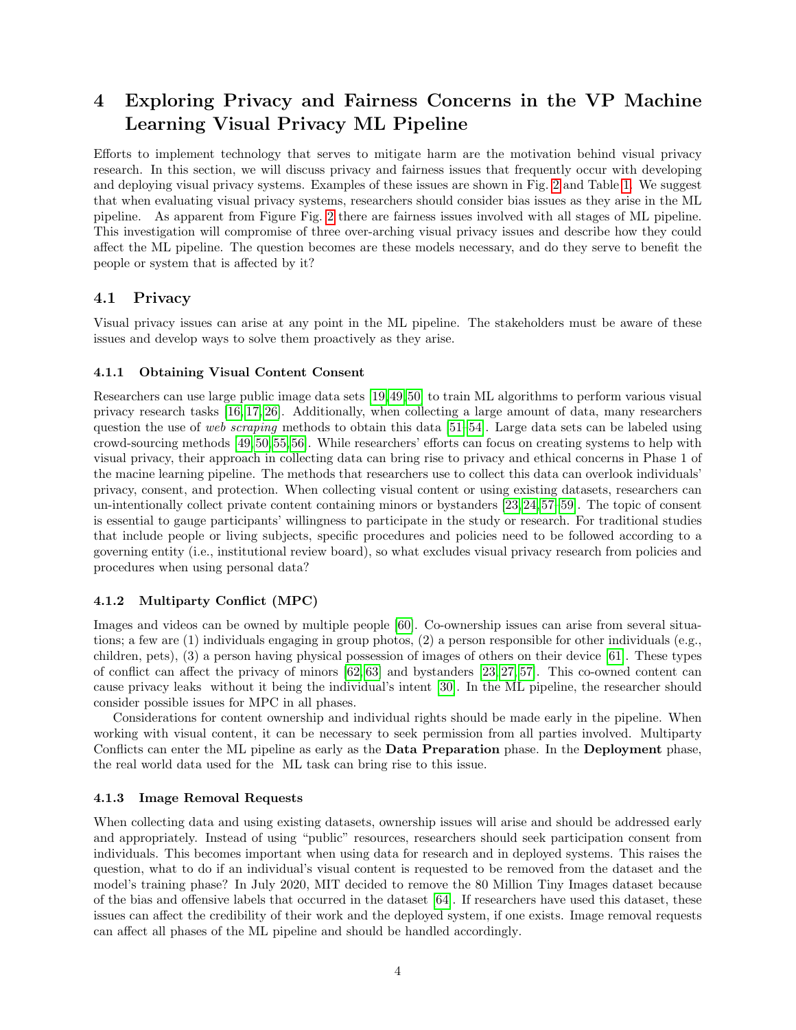# 4 Exploring Privacy and Fairness Concerns in the VP Machine Learning Visual Privacy ML Pipeline

Efforts to implement technology that serves to mitigate harm are the motivation behind visual privacy research. In this section, we will discuss privacy and fairness issues that frequently occur with developing and deploying visual privacy systems. Examples of these issues are shown in Fig. 2 and Table 1. We suggest that when evaluating visual privacy systems, researchers should consider bias issues as they arise in the ML pipeline. As apparent from Figure Fig. 2 there are fairness issues involved with all stages of ML pipeline. This investigation will compromise of three over-arching visual privacy issues and describe how they could affect the ML pipeline. The question becomes are these models necessary, and do they serve to benefit the people or system that is affected by it?

## 4.1 Privacy

Visual privacy issues can arise at any point in the ML pipeline. The stakeholders must be aware of these issues and develop ways to solve them proactively as they arise.

### 4.1.1 Obtaining Visual Content Consent

Researchers can use large public image data sets [19,49,50] to train ML algorithms to perform various visual privacy research tasks [16,17,26]. Additionally, when collecting a large amount of data, many researchers question the use of *web scraping* methods to obtain this data [51–54]. Large data sets can be labeled using crowd-sourcing methods [49,50,55,56]. While researchers' efforts can focus on creating systems to help with visual privacy, their approach in collecting data can bring rise to privacy and ethical concerns in Phase 1 of the macine learning pipeline. The methods that researchers use to collect this data can overlook individuals' privacy, consent, and protection. When collecting visual content or using existing datasets, researchers can un-intentionally collect private content containing minors or bystanders [23,24,57–59]. The topic of consent is essential to gauge participants' willingness to participate in the study or research. For traditional studies that include people or living subjects, specific procedures and policies need to be followed according to a governing entity (i.e., institutional review board), so what excludes visual privacy research from policies and procedures when using personal data?

### 4.1.2 Multiparty Conflict (MPC)

Images and videos can be owned by multiple people [60]. Co-ownership issues can arise from several situations; a few are (1) individuals engaging in group photos, (2) a person responsible for other individuals (e.g., children, pets), (3) a person having physical possession of images of others on their device [61]. These types of conflict can affect the privacy of minors [62,63] and bystanders [23,27,57]. This co-owned content can cause privacy leaks without it being the individual's intent [30]. In the ML pipeline, the researcher should consider possible issues for MPC in all phases.

Considerations for content ownership and individual rights should be made early in the pipeline. When working with visual content, it can be necessary to seek permission from all parties involved. Multiparty Conflicts can enter the ML pipeline as early as the **Data Preparation** phase. In the **Deployment** phase, the real world data used for the ML task can bring rise to this issue.

### 4.1.3 Image Removal Requests

When collecting data and using existing datasets, ownership issues will arise and should be addressed early and appropriately. Instead of using "public" resources, researchers should seek participation consent from individuals. This becomes important when using data for research and in deployed systems. This raises the question, what to do if an individual's visual content is requested to be removed from the dataset and the model's training phase? In July 2020, MIT decided to remove the 80 Million Tiny Images dataset because of the bias and offensive labels that occurred in the dataset [64]. If researchers have used this dataset, these issues can affect the credibility of their work and the deployed system, if one exists. Image removal requests can affect all phases of the ML pipeline and should be handled accordingly.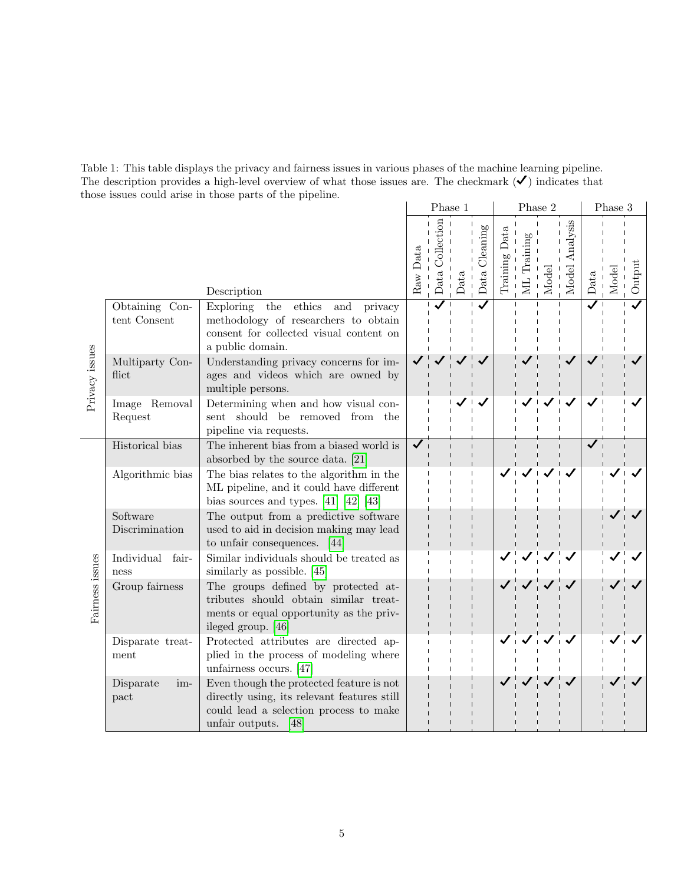Table 1: This table displays the privacy and fairness issues in various phases of the machine learning pipeline. The description provides a high-level overview of what those issues are. The checkmark (✓) indicates that those issues could arise in those parts of the pipeline.

| | | | Phase 1 | | | | Phase 2 | | | | Phase 3 | | |
|---|---|---|---|---|---|---|---|---|---|---|---|---|---|
| | | Description | Raw Data | Data Collection | Data | Data Cleaning | Training Data | ML Training | Model | Model Analysis | Data | Model | Output |
| Privacy issues | Obtaining Content Consent | Exploring the ethics and privacy methodology of researchers to obtain consent for collected visual content on a public domain. | | ✓ | | ✓ | | | | | ✓ | | ✓ |
| | Multiparty Conflict | Understanding privacy concerns for images and videos which are owned by multiple persons. | ✓ | ✓ | ✓ | ✓ | | ✓ | | ✓ | ✓ | | ✓ |
| | Image Removal Request | Determining when and how visual consent should be removed from the pipeline via requests. | | | ✓ | ✓ | | ✓ | ✓ | ✓ | ✓ | | ✓ |
| Fairness issues | Historical bias | The inherent bias from a biased world is absorbed by the source data. [21] | ✓ | | | | | | | | ✓ | | |
| | Algorithmic bias | The bias relates to the algorithm in the ML pipeline, and it could have different bias sources and types. [41] [42] [43] | | | | | ✓ | ✓ | ✓ | ✓ | | ✓ | ✓ |
| | Software Discrimination | The output from a predictive software used to aid in decision making may lead to unfair consequences. [44] | | | | | | | | | | ✓ | ✓ |
| | Individual fairness | Similar individuals should be treated as similarly as possible. [45] | | | | | ✓ | ✓ | ✓ | ✓ | | ✓ | ✓ |
| | Group fairness | The groups defined by protected attributes should obtain similar treatments or equal opportunity as the privileged group. [46] | | | | | ✓ | ✓ | ✓ | ✓ | | ✓ | ✓ |
| | Disparate treatment | Protected attributes are directed applied in the process of modeling where unfairness occurs. [47] | | | | | ✓ | ✓ | ✓ | ✓ | | ✓ | ✓ |
| | Disparate impact | Even though the protected feature is not directly using, its relevant features still could lead a selection process to make unfair outputs. [48] | | | | | ✓ | ✓ | ✓ | ✓ | | ✓ | ✓ |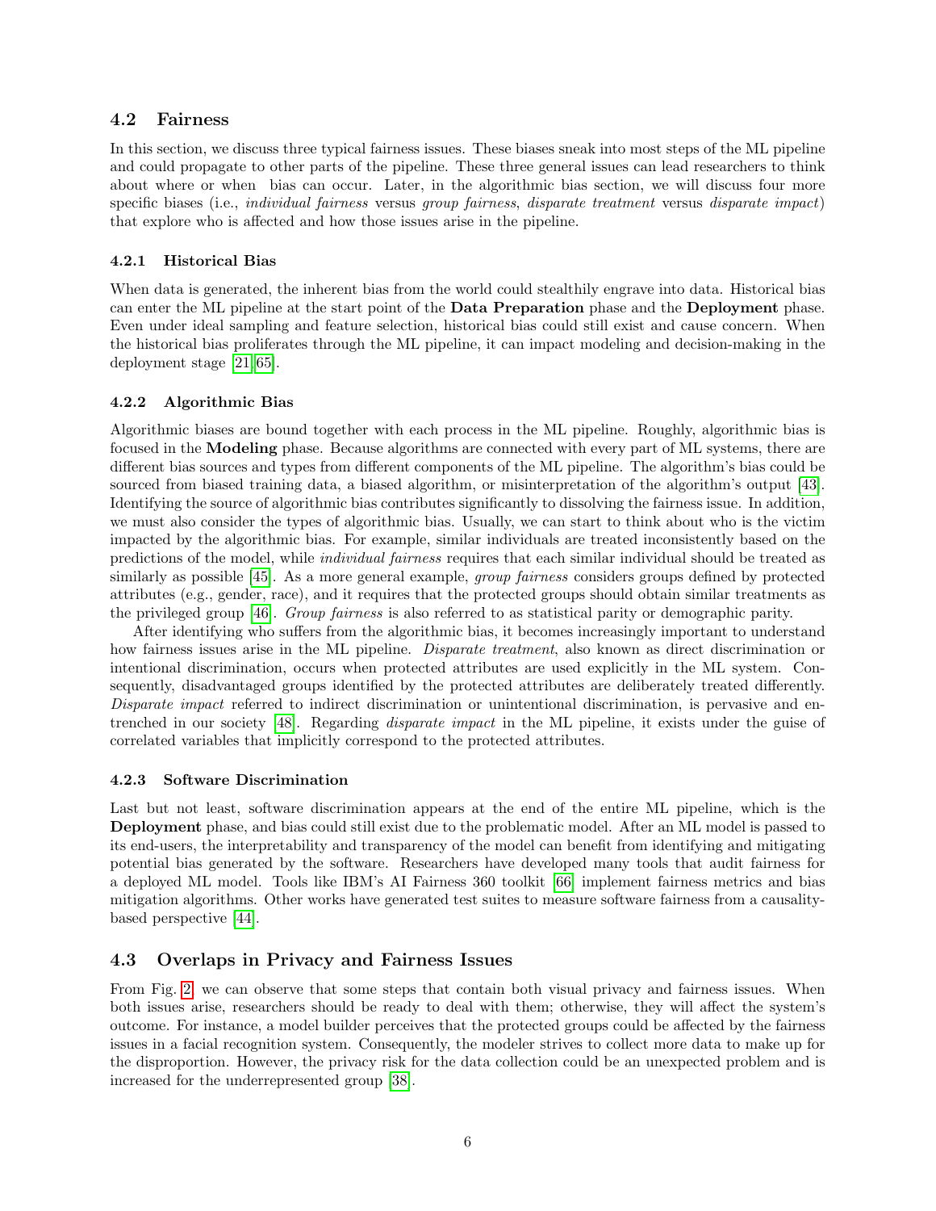## 4.2 Fairness

In this section, we discuss three typical fairness issues. These biases sneak into most steps of the ML pipeline and could propagate to other parts of the pipeline. These three general issues can lead researchers to think about where or when bias can occur. Later, in the algorithmic bias section, we will discuss four more specific biases (i.e., *individual fairness* versus *group fairness*, *disparate treatment* versus *disparate impact*) that explore who is affected and how those issues arise in the pipeline.

### 4.2.1 Historical Bias

When data is generated, the inherent bias from the world could stealthily engrave into data. Historical bias can enter the ML pipeline at the start point of the **Data Preparation** phase and the **Deployment** phase. Even under ideal sampling and feature selection, historical bias could still exist and cause concern. When the historical bias proliferates through the ML pipeline, it can impact modeling and decision-making in the deployment stage [21, 65].

### 4.2.2 Algorithmic Bias

Algorithmic biases are bound together with each process in the ML pipeline. Roughly, algorithmic bias is focused in the **Modeling** phase. Because algorithms are connected with every part of ML systems, there are different bias sources and types from different components of the ML pipeline. The algorithm's bias could be sourced from biased training data, a biased algorithm, or misinterpretation of the algorithm's output [43]. Identifying the source of algorithmic bias contributes significantly to dissolving the fairness issue. In addition, we must also consider the types of algorithmic bias. Usually, we can start to think about who is the victim impacted by the algorithmic bias. For example, similar individuals are treated inconsistently based on the predictions of the model, while *individual fairness* requires that each similar individual should be treated as similarly as possible [45]. As a more general example, *group fairness* considers groups defined by protected attributes (e.g., gender, race), and it requires that the protected groups should obtain similar treatments as the privileged group [46]. *Group fairness* is also referred to as statistical parity or demographic parity.

After identifying who suffers from the algorithmic bias, it becomes increasingly important to understand how fairness issues arise in the ML pipeline. *Disparate treatment*, also known as direct discrimination or intentional discrimination, occurs when protected attributes are used explicitly in the ML system. Consequently, disadvantaged groups identified by the protected attributes are deliberately treated differently. *Disparate impact* referred to indirect discrimination or unintentional discrimination, is pervasive and entrenched in our society [48]. Regarding *disparate impact* in the ML pipeline, it exists under the guise of correlated variables that implicitly correspond to the protected attributes.

### 4.2.3 Software Discrimination

Last but not least, software discrimination appears at the end of the entire ML pipeline, which is the **Deployment** phase, and bias could still exist due to the problematic model. After an ML model is passed to its end-users, the interpretability and transparency of the model can benefit from identifying and mitigating potential bias generated by the software. Researchers have developed many tools that audit fairness for a deployed ML model. Tools like IBM's AI Fairness 360 toolkit [66] implement fairness metrics and bias mitigation algorithms. Other works have generated test suites to measure software fairness from a causality-based perspective [44].

## 4.3 Overlaps in Privacy and Fairness Issues

From Fig. 2, we can observe that some steps that contain both visual privacy and fairness issues. When both issues arise, researchers should be ready to deal with them; otherwise, they will affect the system's outcome. For instance, a model builder perceives that the protected groups could be affected by the fairness issues in a facial recognition system. Consequently, the modeler strives to collect more data to make up for the disproportion. However, the privacy risk for the data collection could be an unexpected problem and is increased for the underrepresented group [38].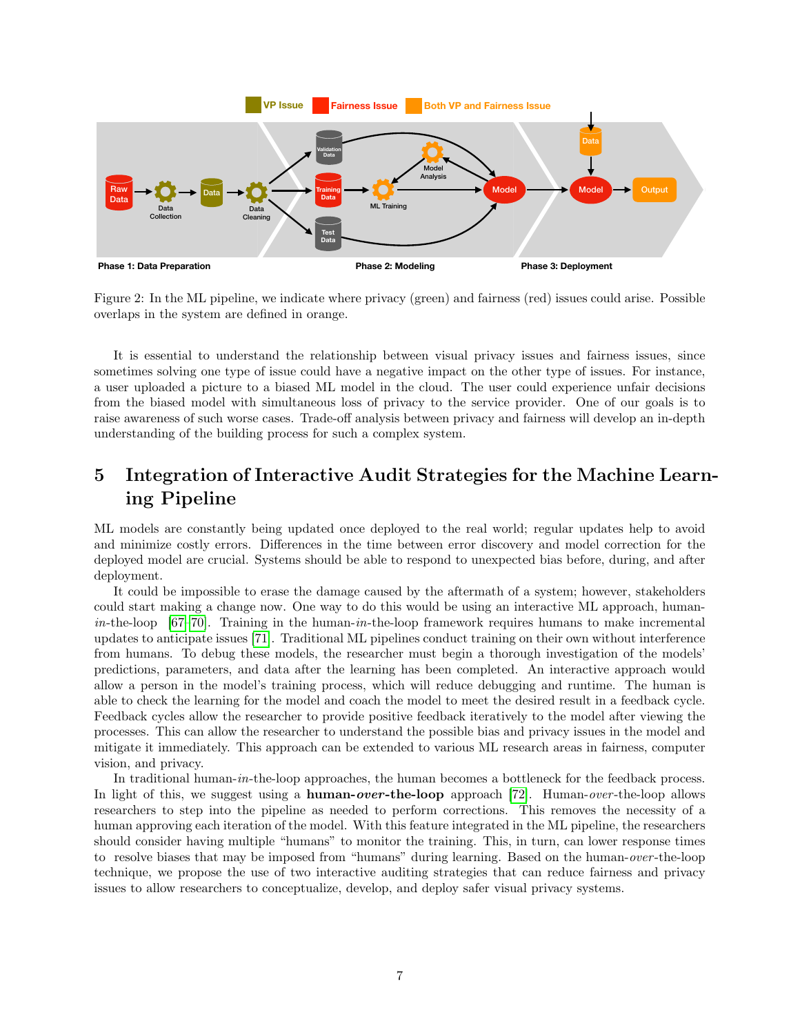Figure 2: In the ML pipeline, we indicate where privacy (green) and fairness (red) issues could arise. Possible overlaps in the system are defined in orange.

It is essential to understand the relationship between visual privacy issues and fairness issues, since sometimes solving one type of issue could have a negative impact on the other type of issues. For instance, a user uploaded a picture to a biased ML model in the cloud. The user could experience unfair decisions from the biased model with simultaneous loss of privacy to the service provider. One of our goals is to raise awareness of such worse cases. Trade-off analysis between privacy and fairness will develop an in-depth understanding of the building process for such a complex system.

## 5 Integration of Interactive Audit Strategies for the Machine Learning Pipeline

ML models are constantly being updated once deployed to the real world; regular updates help to avoid and minimize costly errors. Differences in the time between error discovery and model correction for the deployed model are crucial. Systems should be able to respond to unexpected bias before, during, and after deployment.

It could be impossible to erase the damage caused by the aftermath of a system; however, stakeholders could start making a change now. One way to do this would be using an interactive ML approach, human-*in*-the-loop [67–70]. Training in the human-*in*-the-loop framework requires humans to make incremental updates to anticipate issues [71]. Traditional ML pipelines conduct training on their own without interference from humans. To debug these models, the researcher must begin a thorough investigation of the models' predictions, parameters, and data after the learning has been completed. An interactive approach would allow a person in the model's training process, which will reduce debugging and runtime. The human is able to check the learning for the model and coach the model to meet the desired result in a feedback cycle. Feedback cycles allow the researcher to provide positive feedback iteratively to the model after viewing the processes. This can allow the researcher to understand the possible bias and privacy issues in the model and mitigate it immediately. This approach can be extended to various ML research areas in fairness, computer vision, and privacy.

In traditional human-*in*-the-loop approaches, the human becomes a bottleneck for the feedback process. In light of this, we suggest using a **human-*over*-the-loop** approach [72]. Human-*over*-the-loop allows researchers to step into the pipeline as needed to perform corrections. This removes the necessity of a human approving each iteration of the model. With this feature integrated in the ML pipeline, the researchers should consider having multiple "humans" to monitor the training. This, in turn, can lower response times to resolve biases that may be imposed from "humans" during learning. Based on the human-*over*-the-loop technique, we propose the use of two interactive auditing strategies that can reduce fairness and privacy issues to allow researchers to conceptualize, develop, and deploy safer visual privacy systems.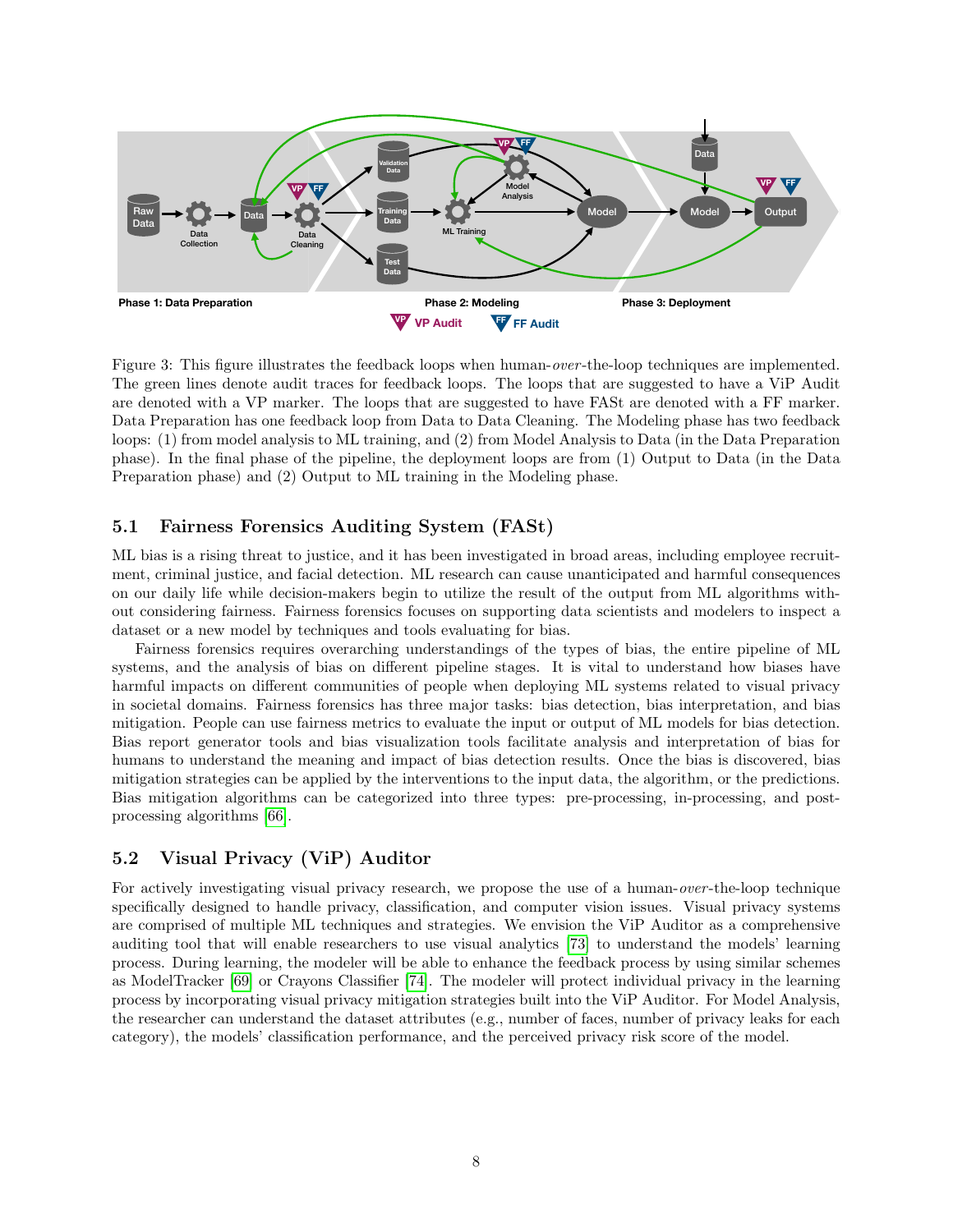Figure 3: This figure illustrates the feedback loops when human-*over*-the-loop techniques are implemented. The green lines denote audit traces for feedback loops. The loops that are suggested to have a ViP Audit are denoted with a VP marker. The loops that are suggested to have FASt are denoted with a FF marker. Data Preparation has one feedback loop from Data to Data Cleaning. The Modeling phase has two feedback loops: (1) from model analysis to ML training, and (2) from Model Analysis to Data (in the Data Preparation phase). In the final phase of the pipeline, the deployment loops are from (1) Output to Data (in the Data Preparation phase) and (2) Output to ML training in the Modeling phase.

### 5.1 Fairness Forensics Auditing System (FASt)

ML bias is a rising threat to justice, and it has been investigated in broad areas, including employee recruitment, criminal justice, and facial detection. ML research can cause unanticipated and harmful consequences on our daily life while decision-makers begin to utilize the result of the output from ML algorithms without considering fairness. Fairness forensics focuses on supporting data scientists and modelers to inspect a dataset or a new model by techniques and tools evaluating for bias.

Fairness forensics requires overarching understandings of the types of bias, the entire pipeline of ML systems, and the analysis of bias on different pipeline stages. It is vital to understand how biases have harmful impacts on different communities of people when deploying ML systems related to visual privacy in societal domains. Fairness forensics has three major tasks: bias detection, bias interpretation, and bias mitigation. People can use fairness metrics to evaluate the input or output of ML models for bias detection. Bias report generator tools and bias visualization tools facilitate analysis and interpretation of bias for humans to understand the meaning and impact of bias detection results. Once the bias is discovered, bias mitigation strategies can be applied by the interventions to the input data, the algorithm, or the predictions. Bias mitigation algorithms can be categorized into three types: pre-processing, in-processing, and post-processing algorithms [66].

### 5.2 Visual Privacy (ViP) Auditor

For actively investigating visual privacy research, we propose the use of a human-*over*-the-loop technique specifically designed to handle privacy, classification, and computer vision issues. Visual privacy systems are comprised of multiple ML techniques and strategies. We envision the ViP Auditor as a comprehensive auditing tool that will enable researchers to use visual analytics [73] to understand the models' learning process. During learning, the modeler will be able to enhance the feedback process by using similar schemes as ModelTracker [69] or Crayons Classifier [74]. The modeler will protect individual privacy in the learning process by incorporating visual privacy mitigation strategies built into the ViP Auditor. For Model Analysis, the researcher can understand the dataset attributes (e.g., number of faces, number of privacy leaks for each category), the models' classification performance, and the perceived privacy risk score of the model.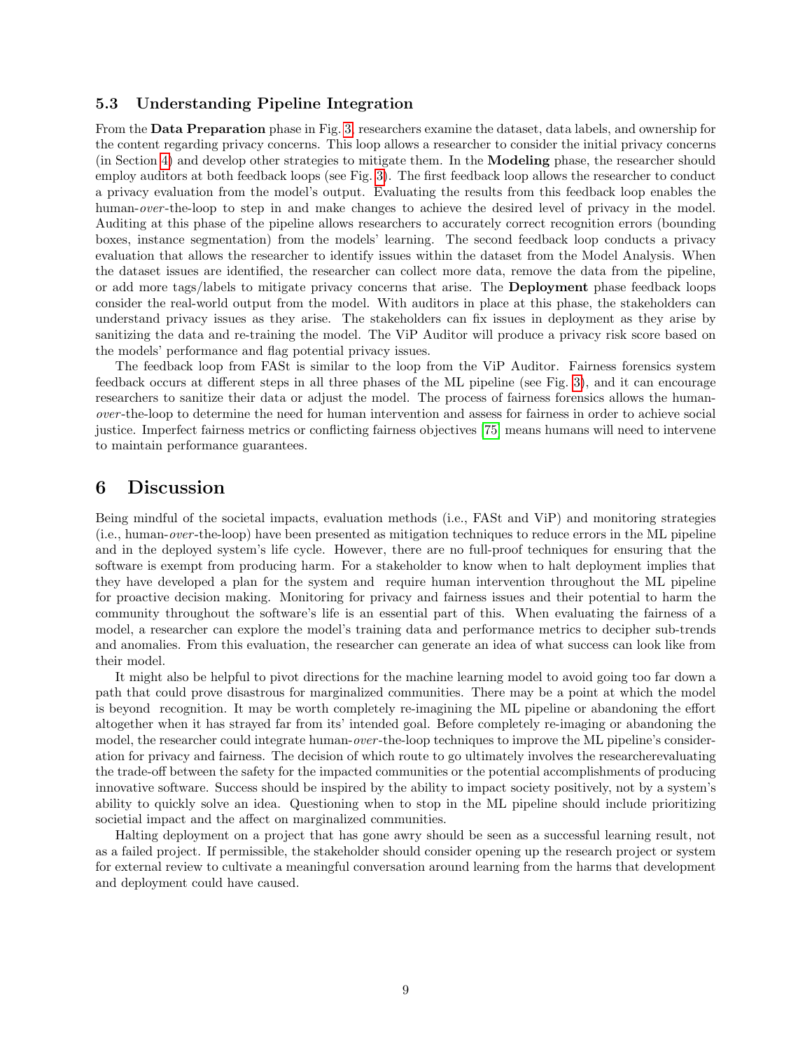### 5.3 Understanding Pipeline Integration

From the **Data Preparation** phase in Fig. 3, researchers examine the dataset, data labels, and ownership for the content regarding privacy concerns. This loop allows a researcher to consider the initial privacy concerns (in Section 4) and develop other strategies to mitigate them. In the **Modeling** phase, the researcher should employ auditors at both feedback loops (see Fig. 3). The first feedback loop allows the researcher to conduct a privacy evaluation from the model's output. Evaluating the results from this feedback loop enables the human-*over*-the-loop to step in and make changes to achieve the desired level of privacy in the model. Auditing at this phase of the pipeline allows researchers to accurately correct recognition errors (bounding boxes, instance segmentation) from the models' learning. The second feedback loop conducts a privacy evaluation that allows the researcher to identify issues within the dataset from the Model Analysis. When the dataset issues are identified, the researcher can collect more data, remove the data from the pipeline, or add more tags/labels to mitigate privacy concerns that arise. The **Deployment** phase feedback loops consider the real-world output from the model. With auditors in place at this phase, the stakeholders can understand privacy issues as they arise. The stakeholders can fix issues in deployment as they arise by sanitizing the data and re-training the model. The ViP Auditor will produce a privacy risk score based on the models' performance and flag potential privacy issues.

The feedback loop from FASt is similar to the loop from the ViP Auditor. Fairness forensics system feedback occurs at different steps in all three phases of the ML pipeline (see Fig. 3), and it can encourage researchers to sanitize their data or adjust the model. The process of fairness forensics allows the human-*over*-the-loop to determine the need for human intervention and assess for fairness in order to achieve social justice. Imperfect fairness metrics or conflicting fairness objectives [75] means humans will need to intervene to maintain performance guarantees.

# 6 Discussion

Being mindful of the societal impacts, evaluation methods (i.e., FASt and ViP) and monitoring strategies (i.e., human-*over*-the-loop) have been presented as mitigation techniques to reduce errors in the ML pipeline and in the deployed system's life cycle. However, there are no full-proof techniques for ensuring that the software is exempt from producing harm. For a stakeholder to know when to halt deployment implies that they have developed a plan for the system and require human intervention throughout the ML pipeline for proactive decision making. Monitoring for privacy and fairness issues and their potential to harm the community throughout the software's life is an essential part of this. When evaluating the fairness of a model, a researcher can explore the model's training data and performance metrics to decipher sub-trends and anomalies. From this evaluation, the researcher can generate an idea of what success can look like from their model.

It might also be helpful to pivot directions for the machine learning model to avoid going too far down a path that could prove disastrous for marginalized communities. There may be a point at which the model is beyond recognition. It may be worth completely re-imagining the ML pipeline or abandoning the effort altogether when it has strayed far from its' intended goal. Before completely re-imaging or abandoning the model, the researcher could integrate human-*over*-the-loop techniques to improve the ML pipeline's consideration for privacy and fairness. The decision of which route to go ultimately involves the researcherevaluating the trade-off between the safety for the impacted communities or the potential accomplishments of producing innovative software. Success should be inspired by the ability to impact society positively, not by a system's ability to quickly solve an idea. Questioning when to stop in the ML pipeline should include prioritizing societial impact and the affect on marginalized communities.

Halting deployment on a project that has gone awry should be seen as a successful learning result, not as a failed project. If permissible, the stakeholder should consider opening up the research project or system for external review to cultivate a meaningful conversation around learning from the harms that development and deployment could have caused.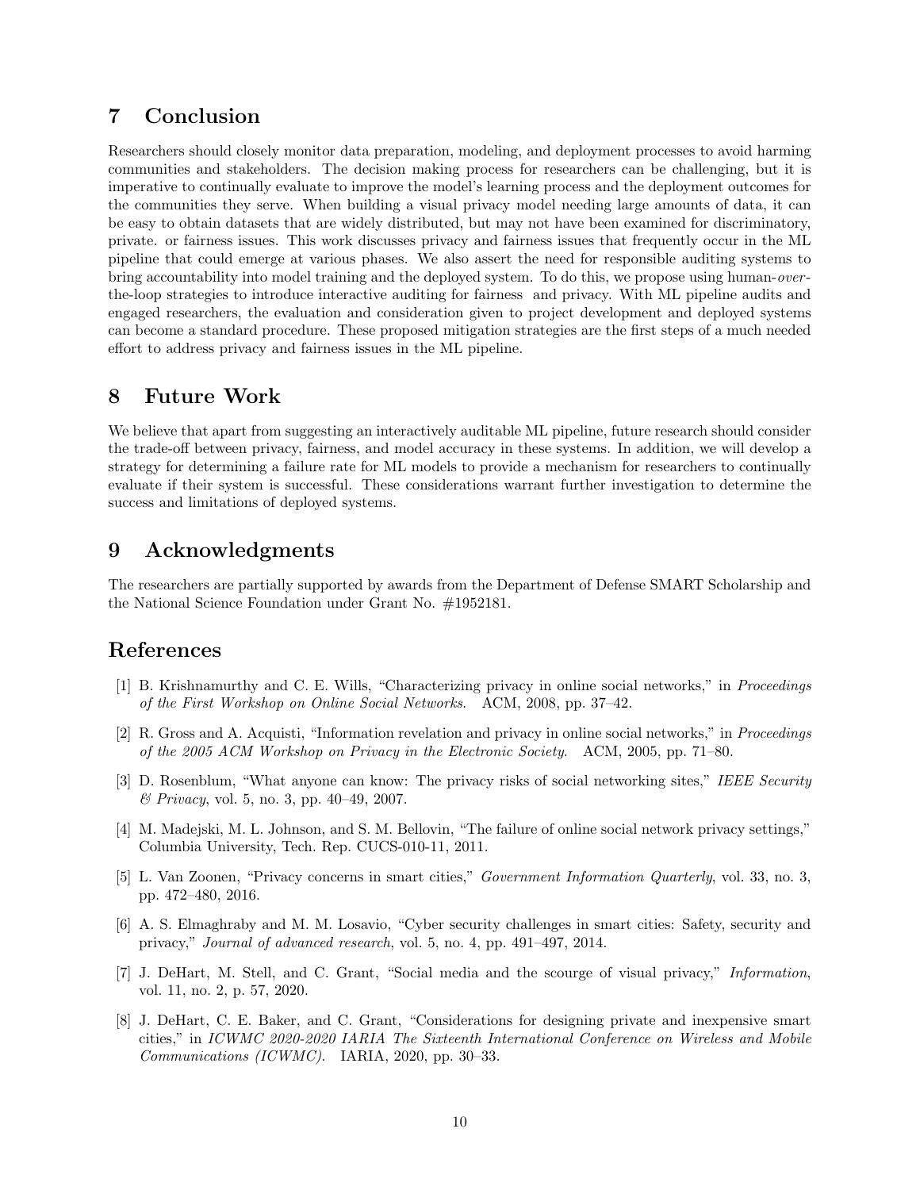## 7 Conclusion

Researchers should closely monitor data preparation, modeling, and deployment processes to avoid harming communities and stakeholders. The decision making process for researchers can be challenging, but it is imperative to continually evaluate to improve the model's learning process and the deployment outcomes for the communities they serve. When building a visual privacy model needing large amounts of data, it can be easy to obtain datasets that are widely distributed, but may not have been examined for discriminatory, private. or fairness issues. This work discusses privacy and fairness issues that frequently occur in the ML pipeline that could emerge at various phases. We also assert the need for responsible auditing systems to bring accountability into model training and the deployed system. To do this, we propose using human-*over*-the-loop strategies to introduce interactive auditing for fairness and privacy. With ML pipeline audits and engaged researchers, the evaluation and consideration given to project development and deployed systems can become a standard procedure. These proposed mitigation strategies are the first steps of a much needed effort to address privacy and fairness issues in the ML pipeline.

## 8 Future Work

We believe that apart from suggesting an interactively auditable ML pipeline, future research should consider the trade-off between privacy, fairness, and model accuracy in these systems. In addition, we will develop a strategy for determining a failure rate for ML models to provide a mechanism for researchers to continually evaluate if their system is successful. These considerations warrant further investigation to determine the success and limitations of deployed systems.

## 9 Acknowledgments

The researchers are partially supported by awards from the Department of Defense SMART Scholarship and the National Science Foundation under Grant No. #1952181.

## References

[1] B. Krishnamurthy and C. E. Wills, "Characterizing privacy in online social networks," in *Proceedings of the First Workshop on Online Social Networks*. ACM, 2008, pp. 37–42.

[2] R. Gross and A. Acquisti, "Information revelation and privacy in online social networks," in *Proceedings of the 2005 ACM Workshop on Privacy in the Electronic Society*. ACM, 2005, pp. 71–80.

[3] D. Rosenblum, "What anyone can know: The privacy risks of social networking sites," *IEEE Security & Privacy*, vol. 5, no. 3, pp. 40–49, 2007.

[4] M. Madejski, M. L. Johnson, and S. M. Bellovin, "The failure of online social network privacy settings," Columbia University, Tech. Rep. CUCS-010-11, 2011.

[5] L. Van Zoonen, "Privacy concerns in smart cities," *Government Information Quarterly*, vol. 33, no. 3, pp. 472–480, 2016.

[6] A. S. Elmaghraby and M. M. Losavio, "Cyber security challenges in smart cities: Safety, security and privacy," *Journal of advanced research*, vol. 5, no. 4, pp. 491–497, 2014.

[7] J. DeHart, M. Stell, and C. Grant, "Social media and the scourge of visual privacy," *Information*, vol. 11, no. 2, p. 57, 2020.

[8] J. DeHart, C. E. Baker, and C. Grant, "Considerations for designing private and inexpensive smart cities," in *ICWMC 2020-2020 IARIA The Sixteenth International Conference on Wireless and Mobile Communications (ICWMC)*. IARIA, 2020, pp. 30–33.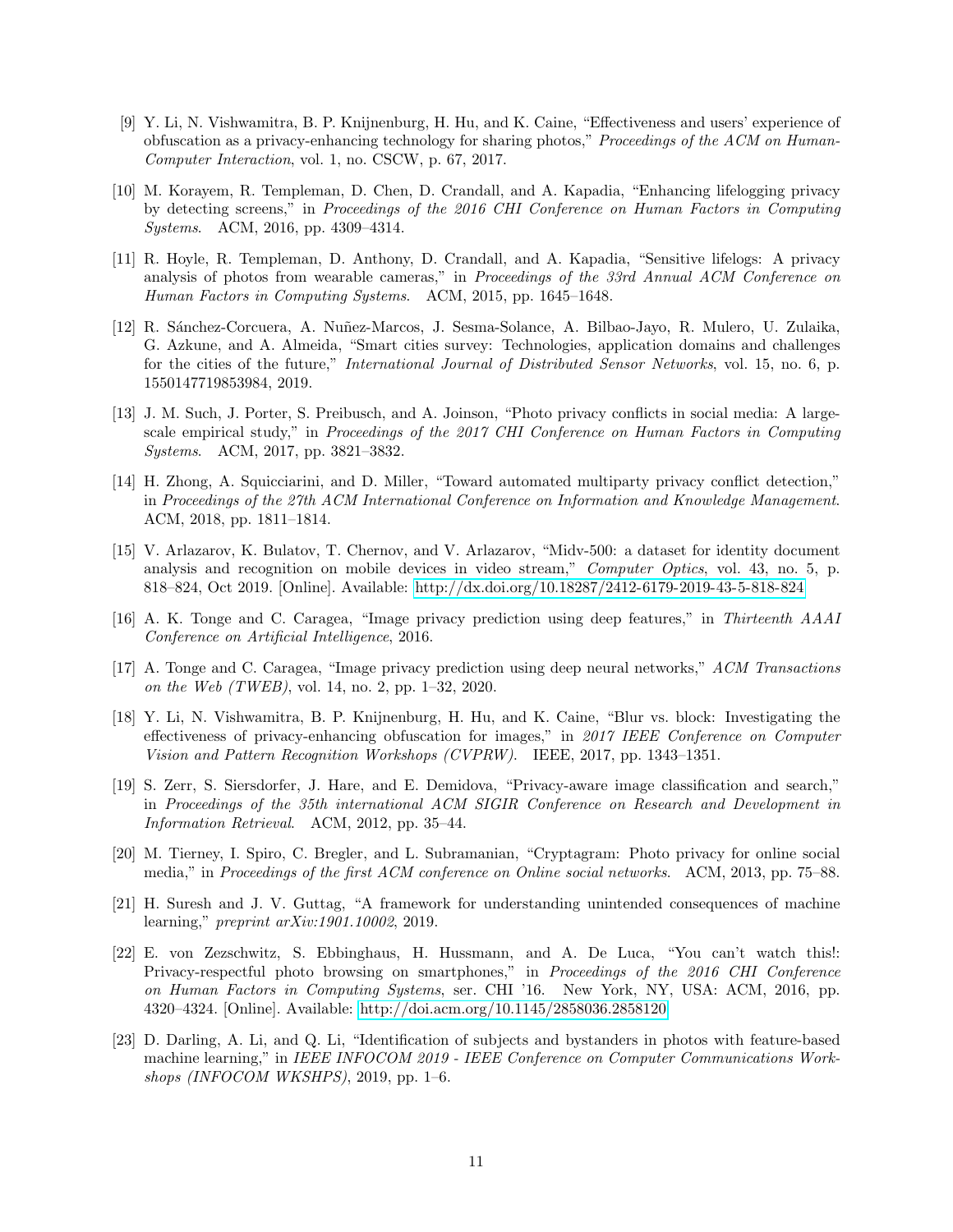[9] Y. Li, N. Vishwamitra, B. P. Knijnenburg, H. Hu, and K. Caine, "Effectiveness and users' experience of obfuscation as a privacy-enhancing technology for sharing photos," *Proceedings of the ACM on Human-Computer Interaction*, vol. 1, no. CSCW, p. 67, 2017.

[10] M. Korayem, R. Templeman, D. Chen, D. Crandall, and A. Kapadia, "Enhancing lifelogging privacy by detecting screens," in *Proceedings of the 2016 CHI Conference on Human Factors in Computing Systems*. ACM, 2016, pp. 4309–4314.

[11] R. Hoyle, R. Templeman, D. Anthony, D. Crandall, and A. Kapadia, "Sensitive lifelogs: A privacy analysis of photos from wearable cameras," in *Proceedings of the 33rd Annual ACM Conference on Human Factors in Computing Systems*. ACM, 2015, pp. 1645–1648.

[12] R. Sánchez-Corcuera, A. Nuñez-Marcos, J. Sesma-Solance, A. Bilbao-Jayo, R. Mulero, U. Zulaika, G. Azkune, and A. Almeida, "Smart cities survey: Technologies, application domains and challenges for the cities of the future," *International Journal of Distributed Sensor Networks*, vol. 15, no. 6, p. 1550147719853984, 2019.

[13] J. M. Such, J. Porter, S. Preibusch, and A. Joinson, "Photo privacy conflicts in social media: A large-scale empirical study," in *Proceedings of the 2017 CHI Conference on Human Factors in Computing Systems*. ACM, 2017, pp. 3821–3832.

[14] H. Zhong, A. Squicciarini, and D. Miller, "Toward automated multiparty privacy conflict detection," in *Proceedings of the 27th ACM International Conference on Information and Knowledge Management*. ACM, 2018, pp. 1811–1814.

[15] V. Arlazarov, K. Bulatov, T. Chernov, and V. Arlazarov, "Midv-500: a dataset for identity document analysis and recognition on mobile devices in video stream," *Computer Optics*, vol. 43, no. 5, p. 818–824, Oct 2019. [Online]. Available: http://dx.doi.org/10.18287/2412-6179-2019-43-5-818-824

[16] A. K. Tonge and C. Caragea, "Image privacy prediction using deep features," in *Thirteenth AAAI Conference on Artificial Intelligence*, 2016.

[17] A. Tonge and C. Caragea, "Image privacy prediction using deep neural networks," *ACM Transactions on the Web (TWEB)*, vol. 14, no. 2, pp. 1–32, 2020.

[18] Y. Li, N. Vishwamitra, B. P. Knijnenburg, H. Hu, and K. Caine, "Blur vs. block: Investigating the effectiveness of privacy-enhancing obfuscation for images," in *2017 IEEE Conference on Computer Vision and Pattern Recognition Workshops (CVPRW)*. IEEE, 2017, pp. 1343–1351.

[19] S. Zerr, S. Siersdorfer, J. Hare, and E. Demidova, "Privacy-aware image classification and search," in *Proceedings of the 35th international ACM SIGIR Conference on Research and Development in Information Retrieval*. ACM, 2012, pp. 35–44.

[20] M. Tierney, I. Spiro, C. Bregler, and L. Subramanian, "Cryptagram: Photo privacy for online social media," in *Proceedings of the first ACM conference on Online social networks*. ACM, 2013, pp. 75–88.

[21] H. Suresh and J. V. Guttag, "A framework for understanding unintended consequences of machine learning," *preprint arXiv:1901.10002*, 2019.

[22] E. von Zezschwitz, S. Ebbinghaus, H. Hussmann, and A. De Luca, "You can't watch this!: Privacy-respectful photo browsing on smartphones," in *Proceedings of the 2016 CHI Conference on Human Factors in Computing Systems*, ser. CHI '16. New York, NY, USA: ACM, 2016, pp. 4320–4324. [Online]. Available: http://doi.acm.org/10.1145/2858036.2858120

[23] D. Darling, A. Li, and Q. Li, "Identification of subjects and bystanders in photos with feature-based machine learning," in *IEEE INFOCOM 2019 - IEEE Conference on Computer Communications Workshops (INFOCOM WKSHPS)*, 2019, pp. 1–6.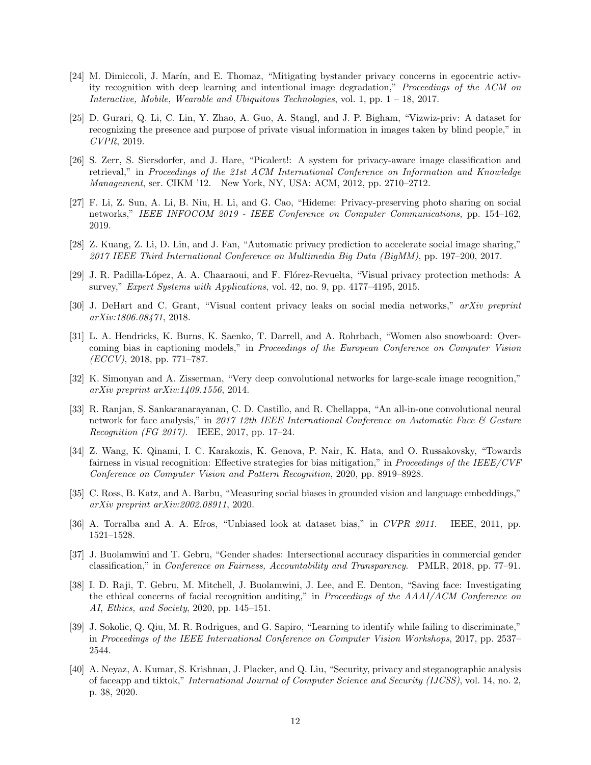[24] M. Dimiccoli, J. Marín, and E. Thomaz, "Mitigating bystander privacy concerns in egocentric activity recognition with deep learning and intentional image degradation," *Proceedings of the ACM on Interactive, Mobile, Wearable and Ubiquitous Technologies*, vol. 1, pp. 1 – 18, 2017.

[25] D. Gurari, Q. Li, C. Lin, Y. Zhao, A. Guo, A. Stangl, and J. P. Bigham, "Vizwiz-priv: A dataset for recognizing the presence and purpose of private visual information in images taken by blind people," in *CVPR*, 2019.

[26] S. Zerr, S. Siersdorfer, and J. Hare, "Picalert!: A system for privacy-aware image classification and retrieval," in *Proceedings of the 21st ACM International Conference on Information and Knowledge Management*, ser. CIKM '12. New York, NY, USA: ACM, 2012, pp. 2710–2712.

[27] F. Li, Z. Sun, A. Li, B. Niu, H. Li, and G. Cao, "Hideme: Privacy-preserving photo sharing on social networks," *IEEE INFOCOM 2019 - IEEE Conference on Computer Communications*, pp. 154–162, 2019.

[28] Z. Kuang, Z. Li, D. Lin, and J. Fan, "Automatic privacy prediction to accelerate social image sharing," *2017 IEEE Third International Conference on Multimedia Big Data (BigMM)*, pp. 197–200, 2017.

[29] J. R. Padilla-López, A. A. Chaaraoui, and F. Flórez-Revuelta, "Visual privacy protection methods: A survey," *Expert Systems with Applications*, vol. 42, no. 9, pp. 4177–4195, 2015.

[30] J. DeHart and C. Grant, "Visual content privacy leaks on social media networks," *arXiv preprint arXiv:1806.08471*, 2018.

[31] L. A. Hendricks, K. Burns, K. Saenko, T. Darrell, and A. Rohrbach, "Women also snowboard: Overcoming bias in captioning models," in *Proceedings of the European Conference on Computer Vision (ECCV)*, 2018, pp. 771–787.

[32] K. Simonyan and A. Zisserman, "Very deep convolutional networks for large-scale image recognition," *arXiv preprint arXiv:1409.1556*, 2014.

[33] R. Ranjan, S. Sankaranarayanan, C. D. Castillo, and R. Chellappa, "An all-in-one convolutional neural network for face analysis," in *2017 12th IEEE International Conference on Automatic Face & Gesture Recognition (FG 2017)*. IEEE, 2017, pp. 17–24.

[34] Z. Wang, K. Qinami, I. C. Karakozis, K. Genova, P. Nair, K. Hata, and O. Russakovsky, "Towards fairness in visual recognition: Effective strategies for bias mitigation," in *Proceedings of the IEEE/CVF Conference on Computer Vision and Pattern Recognition*, 2020, pp. 8919–8928.

[35] C. Ross, B. Katz, and A. Barbu, "Measuring social biases in grounded vision and language embeddings," *arXiv preprint arXiv:2002.08911*, 2020.

[36] A. Torralba and A. A. Efros, "Unbiased look at dataset bias," in *CVPR 2011*. IEEE, 2011, pp. 1521–1528.

[37] J. Buolamwini and T. Gebru, "Gender shades: Intersectional accuracy disparities in commercial gender classification," in *Conference on Fairness, Accountability and Transparency*. PMLR, 2018, pp. 77–91.

[38] I. D. Raji, T. Gebru, M. Mitchell, J. Buolamwini, J. Lee, and E. Denton, "Saving face: Investigating the ethical concerns of facial recognition auditing," in *Proceedings of the AAAI/ACM Conference on AI, Ethics, and Society*, 2020, pp. 145–151.

[39] J. Sokolic, Q. Qiu, M. R. Rodrigues, and G. Sapiro, "Learning to identify while failing to discriminate," in *Proceedings of the IEEE International Conference on Computer Vision Workshops*, 2017, pp. 2537–2544.

[40] A. Neyaz, A. Kumar, S. Krishnan, J. Placker, and Q. Liu, "Security, privacy and steganographic analysis of faceapp and tiktok," *International Journal of Computer Science and Security (IJCSS)*, vol. 14, no. 2, p. 38, 2020.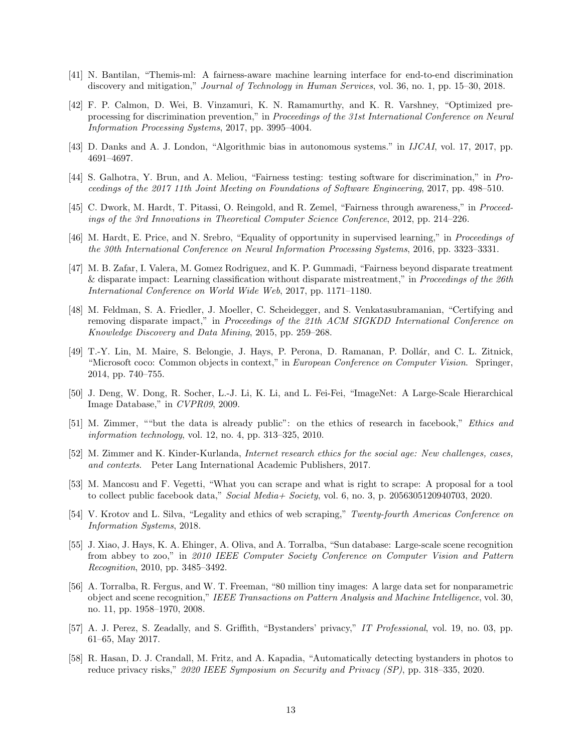[41] N. Bantilan, "Themis-ml: A fairness-aware machine learning interface for end-to-end discrimination discovery and mitigation," *Journal of Technology in Human Services*, vol. 36, no. 1, pp. 15–30, 2018.

[42] F. P. Calmon, D. Wei, B. Vinzamuri, K. N. Ramamurthy, and K. R. Varshney, "Optimized preprocessing for discrimination prevention," in *Proceedings of the 31st International Conference on Neural Information Processing Systems*, 2017, pp. 3995–4004.

[43] D. Danks and A. J. London, "Algorithmic bias in autonomous systems." in *IJCAI*, vol. 17, 2017, pp. 4691–4697.

[44] S. Galhotra, Y. Brun, and A. Meliou, "Fairness testing: testing software for discrimination," in *Proceedings of the 2017 11th Joint Meeting on Foundations of Software Engineering*, 2017, pp. 498–510.

[45] C. Dwork, M. Hardt, T. Pitassi, O. Reingold, and R. Zemel, "Fairness through awareness," in *Proceedings of the 3rd Innovations in Theoretical Computer Science Conference*, 2012, pp. 214–226.

[46] M. Hardt, E. Price, and N. Srebro, "Equality of opportunity in supervised learning," in *Proceedings of the 30th International Conference on Neural Information Processing Systems*, 2016, pp. 3323–3331.

[47] M. B. Zafar, I. Valera, M. Gomez Rodriguez, and K. P. Gummadi, "Fairness beyond disparate treatment & disparate impact: Learning classification without disparate mistreatment," in *Proceedings of the 26th International Conference on World Wide Web*, 2017, pp. 1171–1180.

[48] M. Feldman, S. A. Friedler, J. Moeller, C. Scheidegger, and S. Venkatasubramanian, "Certifying and removing disparate impact," in *Proceedings of the 21th ACM SIGKDD International Conference on Knowledge Discovery and Data Mining*, 2015, pp. 259–268.

[49] T.-Y. Lin, M. Maire, S. Belongie, J. Hays, P. Perona, D. Ramanan, P. Dollár, and C. L. Zitnick, "Microsoft coco: Common objects in context," in *European Conference on Computer Vision*. Springer, 2014, pp. 740–755.

[50] J. Deng, W. Dong, R. Socher, L.-J. Li, K. Li, and L. Fei-Fei, "ImageNet: A Large-Scale Hierarchical Image Database," in *CVPR09*, 2009.

[51] M. Zimmer, ""but the data is already public": on the ethics of research in facebook," *Ethics and information technology*, vol. 12, no. 4, pp. 313–325, 2010.

[52] M. Zimmer and K. Kinder-Kurlanda, *Internet research ethics for the social age: New challenges, cases, and contexts*. Peter Lang International Academic Publishers, 2017.

[53] M. Mancosu and F. Vegetti, "What you can scrape and what is right to scrape: A proposal for a tool to collect public facebook data," *Social Media+ Society*, vol. 6, no. 3, p. 2056305120940703, 2020.

[54] V. Krotov and L. Silva, "Legality and ethics of web scraping," *Twenty-fourth Americas Conference on Information Systems*, 2018.

[55] J. Xiao, J. Hays, K. A. Ehinger, A. Oliva, and A. Torralba, "Sun database: Large-scale scene recognition from abbey to zoo," in *2010 IEEE Computer Society Conference on Computer Vision and Pattern Recognition*, 2010, pp. 3485–3492.

[56] A. Torralba, R. Fergus, and W. T. Freeman, "80 million tiny images: A large data set for nonparametric object and scene recognition," *IEEE Transactions on Pattern Analysis and Machine Intelligence*, vol. 30, no. 11, pp. 1958–1970, 2008.

[57] A. J. Perez, S. Zeadally, and S. Griffith, "Bystanders' privacy," *IT Professional*, vol. 19, no. 03, pp. 61–65, May 2017.

[58] R. Hasan, D. J. Crandall, M. Fritz, and A. Kapadia, "Automatically detecting bystanders in photos to reduce privacy risks," *2020 IEEE Symposium on Security and Privacy (SP)*, pp. 318–335, 2020.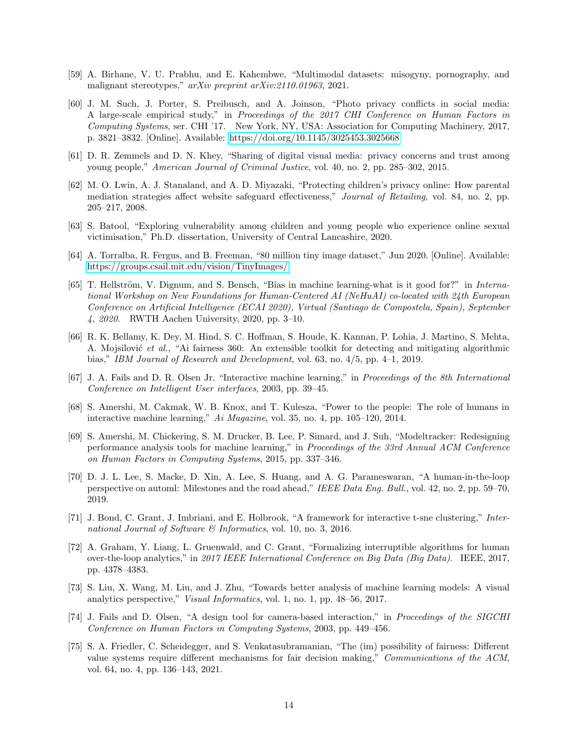[59] A. Birhane, V. U. Prabhu, and E. Kahembwe, "Multimodal datasets: misogyny, pornography, and malignant stereotypes," *arXiv preprint arXiv:2110.01963*, 2021.

[60] J. M. Such, J. Porter, S. Preibusch, and A. Joinson, "Photo privacy conflicts in social media: A large-scale empirical study," in *Proceedings of the 2017 CHI Conference on Human Factors in Computing Systems*, ser. CHI '17. New York, NY, USA: Association for Computing Machinery, 2017, p. 3821–3832. [Online]. Available: https://doi.org/10.1145/3025453.3025668

[61] D. R. Zemmels and D. N. Khey, "Sharing of digital visual media: privacy concerns and trust among young people," *American Journal of Criminal Justice*, vol. 40, no. 2, pp. 285–302, 2015.

[62] M. O. Lwin, A. J. Stanaland, and A. D. Miyazaki, "Protecting children's privacy online: How parental mediation strategies affect website safeguard effectiveness," *Journal of Retailing*, vol. 84, no. 2, pp. 205–217, 2008.

[63] S. Batool, "Exploring vulnerability among children and young people who experience online sexual victimisation," Ph.D. dissertation, University of Central Lancashire, 2020.

[64] A. Torralba, R. Fergus, and B. Freeman, "80 million tiny image dataset," Jun 2020. [Online]. Available: https://groups.csail.mit.edu/vision/TinyImages/

[65] T. Hellström, V. Dignum, and S. Bensch, "Bias in machine learning-what is it good for?" in *International Workshop on New Foundations for Human-Centered AI (NeHuAI) co-located with 24th European Conference on Artificial Intelligence (ECAI 2020), Virtual (Santiago de Compostela, Spain), September 4, 2020*. RWTH Aachen University, 2020, pp. 3–10.

[66] R. K. Bellamy, K. Dey, M. Hind, S. C. Hoffman, S. Houde, K. Kannan, P. Lohia, J. Martino, S. Mehta, A. Mojsilović *et al.*, "Ai fairness 360: An extensible toolkit for detecting and mitigating algorithmic bias," *IBM Journal of Research and Development*, vol. 63, no. 4/5, pp. 4–1, 2019.

[67] J. A. Fails and D. R. Olsen Jr, "Interactive machine learning," in *Proceedings of the 8th International Conference on Intelligent User interfaces*, 2003, pp. 39–45.

[68] S. Amershi, M. Cakmak, W. B. Knox, and T. Kulesza, "Power to the people: The role of humans in interactive machine learning," *Ai Magazine*, vol. 35, no. 4, pp. 105–120, 2014.

[69] S. Amershi, M. Chickering, S. M. Drucker, B. Lee, P. Simard, and J. Suh, "Modeltracker: Redesigning performance analysis tools for machine learning," in *Proceedings of the 33rd Annual ACM Conference on Human Factors in Computing Systems*, 2015, pp. 337–346.

[70] D. J. L. Lee, S. Macke, D. Xin, A. Lee, S. Huang, and A. G. Parameswaran, "A human-in-the-loop perspective on automl: Milestones and the road ahead," *IEEE Data Eng. Bull.*, vol. 42, no. 2, pp. 59–70, 2019.

[71] J. Bond, C. Grant, J. Imbriani, and E. Holbrook, "A framework for interactive t-sne clustering," *International Journal of Software & Informatics*, vol. 10, no. 3, 2016.

[72] A. Graham, Y. Liang, L. Gruenwald, and C. Grant, "Formalizing interruptible algorithms for human over-the-loop analytics," in *2017 IEEE International Conference on Big Data (Big Data)*. IEEE, 2017, pp. 4378–4383.

[73] S. Liu, X. Wang, M. Liu, and J. Zhu, "Towards better analysis of machine learning models: A visual analytics perspective," *Visual Informatics*, vol. 1, no. 1, pp. 48–56, 2017.

[74] J. Fails and D. Olsen, "A design tool for camera-based interaction," in *Proceedings of the SIGCHI Conference on Human Factors in Computing Systems*, 2003, pp. 449–456.

[75] S. A. Friedler, C. Scheidegger, and S. Venkatasubramanian, "The (im) possibility of fairness: Different value systems require different mechanisms for fair decision making," *Communications of the ACM*, vol. 64, no. 4, pp. 136–143, 2021.